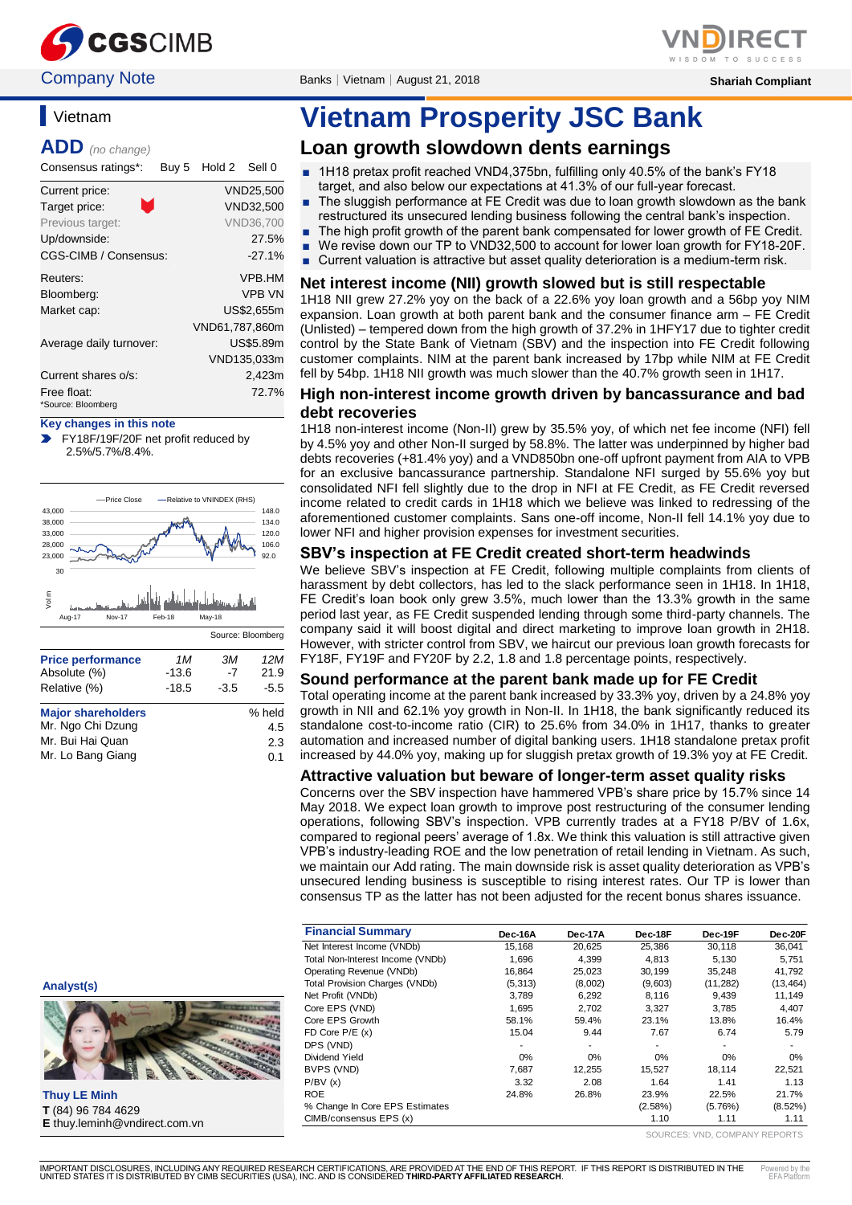Company Note | Banks | Vietnam | August 21, 2018 | Shariah Compliant

## Vietnam

**ADD** *(no change)*

| Consensus ratings*: | Buy 5 | Hold 2 | Sell 0 |
|---|---|---|---|

| | |
|---|---|
| Current price: | VND25,500 |
| Target price: | VND32,500 |
| Previous target: | VND36,700 |
| Up/downside: | 27.5% |
| CGS-CIMB / Consensus: | -27.1% |
| Reuters: | VPB.HM |
| Bloomberg: | VPB VN |
| Market cap: | US$2,655m |
| | VND61,787,860m |
| Average daily turnover: | US$5.89m |
| | VND135,033m |
| Current shares o/s: | 2,423m |
| Free float: | 72.7% |

*Source: Bloomberg

**Key changes in this note**

- FY18F/19F/20F net profit reduced by 2.5%/5.7%/8.4%.

Source: Bloomberg

| Price performance | 1M | 3M | 12M |
|---|---|---|---|
| Absolute (%) | -13.6 | -7 | 21.9 |
| Relative (%) | -18.5 | -3.5 | -5.5 |

| Major shareholders | % held |
|---|---|
| Mr. Ngo Chi Dzung | 4.5 |
| Mr. Bui Hai Quan | 2.3 |
| Mr. Lo Bang Giang | 0.1 |

**Analyst(s)**

**Thuy LE Minh**
**T** (84) 96 784 4629
**E** thuy.leminh@vndirect.com.vn

# Vietnam Prosperity JSC Bank

## Loan growth slowdown dents earnings

- 1H18 pretax profit reached VND4,375bn, fulfilling only 40.5% of the bank's FY18 target, and also below our expectations at 41.3% of our full-year forecast.
- The sluggish performance at FE Credit was due to loan growth slowdown as the bank restructured its unsecured lending business following the central bank's inspection.
- The high profit growth of the parent bank compensated for lower growth of FE Credit.
- We revise down our TP to VND32,500 to account for lower loan growth for FY18-20F.
- Current valuation is attractive but asset quality deterioration is a medium-term risk.

### Net interest income (NII) growth slowed but is still respectable

1H18 NII grew 27.2% yoy on the back of a 22.6% yoy loan growth and a 56bp yoy NIM expansion. Loan growth at both parent bank and the consumer finance arm – FE Credit (Unlisted) – tempered down from the high growth of 37.2% in 1HFY17 due to tighter credit control by the State Bank of Vietnam (SBV) and the inspection into FE Credit following customer complaints. NIM at the parent bank increased by 17bp while NIM at FE Credit fell by 54bp. 1H18 NII growth was much slower than the 40.7% growth seen in 1H17.

### High non-interest income growth driven by bancassurance and bad debt recoveries

1H18 non-interest income (Non-II) grew by 35.5% yoy, of which net fee income (NFI) fell by 4.5% yoy and other Non-II surged by 58.8%. The latter was underpinned by higher bad debts recoveries (+81.4% yoy) and a VND850bn one-off upfront payment from AIA to VPB for an exclusive bancassurance partnership. Standalone NFI surged by 55.6% yoy but consolidated NFI fell slightly due to the drop in NFI at FE Credit, as FE Credit reversed income related to credit cards in 1H18 which we believe was linked to redressing of the aforementioned customer complaints. Sans one-off income, Non-II fell 14.1% yoy due to lower NFI and higher provision expenses for investment securities.

### SBV's inspection at FE Credit created short-term headwinds

We believe SBV's inspection at FE Credit, following multiple complaints from clients of harassment by debt collectors, has led to the slack performance seen in 1H18. In 1H18, FE Credit's loan book only grew 3.5%, much lower than the 13.3% growth in the same period last year, as FE Credit suspended lending through some third-party channels. The company said it will boost digital and direct marketing to improve loan growth in 2H18. However, with stricter control from SBV, we haircut our previous loan growth forecasts for FY18F, FY19F and FY20F by 2.2, 1.8 and 1.8 percentage points, respectively.

### Sound performance at the parent bank made up for FE Credit

Total operating income at the parent bank increased by 33.3% yoy, driven by a 24.8% yoy growth in NII and 62.1% yoy growth in Non-II. In 1H18, the bank significantly reduced its standalone cost-to-income ratio (CIR) to 25.6% from 34.0% in 1H17, thanks to greater automation and increased number of digital banking users. 1H18 standalone pretax profit increased by 44.0% yoy, making up for sluggish pretax growth of 19.3% yoy at FE Credit.

### Attractive valuation but beware of longer-term asset quality risks

Concerns over the SBV inspection have hammered VPB's share price by 15.7% since 14 May 2018. We expect loan growth to improve post restructuring of the consumer lending operations, following SBV's inspection. VPB currently trades at a FY18 P/BV of 1.6x, compared to regional peers' average of 1.8x. We think this valuation is still attractive given VPB's industry-leading ROE and the low penetration of retail lending in Vietnam. As such, we maintain our Add rating. The main downside risk is asset quality deterioration as VPB's unsecured lending business is susceptible to rising interest rates. Our TP is lower than consensus TP as the latter has not been adjusted for the recent bonus shares issuance.

| Financial Summary | Dec-16A | Dec-17A | Dec-18F | Dec-19F | Dec-20F |
|---|---|---|---|---|---|
| Net Interest Income (VNDb) | 15,168 | 20,625 | 25,386 | 30,118 | 36,041 |
| Total Non-Interest Income (VNDb) | 1,696 | 4,399 | 4,813 | 5,130 | 5,751 |
| Operating Revenue (VNDb) | 16,864 | 25,023 | 30,199 | 35,248 | 41,792 |
| Total Provision Charges (VNDb) | (5,313) | (8,002) | (9,603) | (11,282) | (13,464) |
| Net Profit (VNDb) | 3,789 | 6,292 | 8,116 | 9,439 | 11,149 |
| Core EPS (VND) | 1,695 | 2,702 | 3,327 | 3,785 | 4,407 |
| Core EPS Growth | 58.1% | 59.4% | 23.1% | 13.8% | 16.4% |
| FD Core P/E (x) | 15.04 | 9.44 | 7.67 | 6.74 | 5.79 |
| DPS (VND) | - | - | - | - | - |
| Dividend Yield | 0% | 0% | 0% | 0% | 0% |
| BVPS (VND) | 7,687 | 12,255 | 15,527 | 18,114 | 22,521 |
| P/BV (x) | 3.32 | 2.08 | 1.64 | 1.41 | 1.13 |
| ROE | 24.8% | 26.8% | 23.9% | 22.5% | 21.7% |
| % Change In Core EPS Estimates | | | (2.58%) | (5.76%) | (8.52%) |
| CIMB/consensus EPS (x) | | | 1.10 | 1.11 | 1.11 |

SOURCES: VND, COMPANY REPORTS

IMPORTANT DISCLOSURES, INCLUDING ANY REQUIRED RESEARCH CERTIFICATIONS, ARE PROVIDED AT THE END OF THIS REPORT. IF THIS REPORT IS DISTRIBUTED IN THE UNITED STATES IT IS DISTRIBUTED BY CIMB SECURITIES (USA), INC. AND IS CONSIDERED **THIRD-PARTY AFFILIATED RESEARCH**.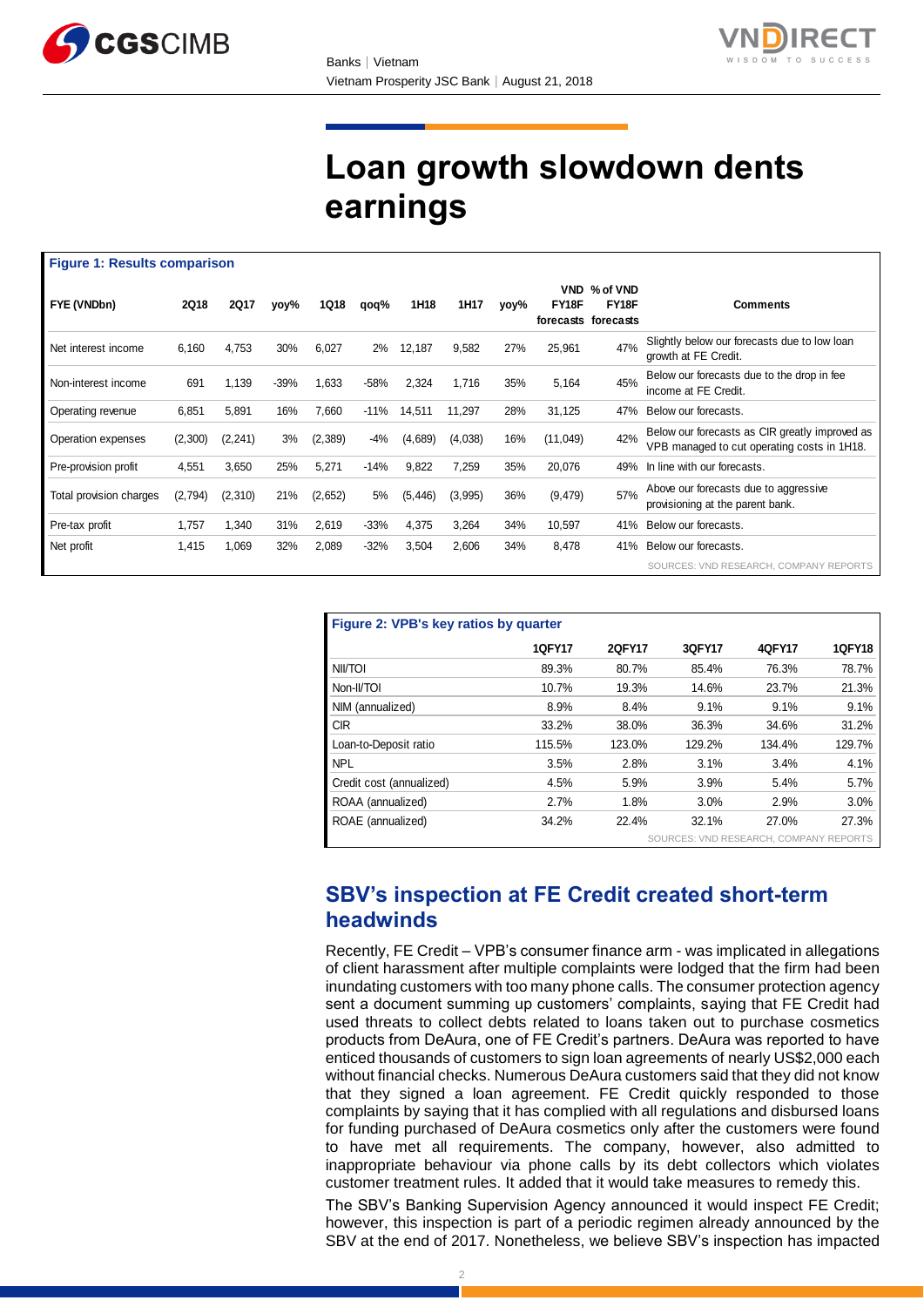# Loan growth slowdown dents earnings

**Figure 1: Results comparison**

| FYE (VNDbn) | 2Q18 | 2Q17 | yoy% | 1Q18 | qoq% | 1H18 | 1H17 | yoy% | VND FY18F forecasts | % of VND FY18F forecasts | Comments |
|---|---|---|---|---|---|---|---|---|---|---|---|
| Net interest income | 6,160 | 4,753 | 30% | 6,027 | 2% | 12,187 | 9,582 | 27% | 25,961 | 47% | Slightly below our forecasts due to low loan growth at FE Credit. |
| Non-interest income | 691 | 1,139 | -39% | 1,633 | -58% | 2,324 | 1,716 | 35% | 5,164 | 45% | Below our forecasts due to the drop in fee income at FE Credit. |
| Operating revenue | 6,851 | 5,891 | 16% | 7,660 | -11% | 14,511 | 11,297 | 28% | 31,125 | 47% | Below our forecasts. |
| Operation expenses | (2,300) | (2,241) | 3% | (2,389) | -4% | (4,689) | (4,038) | 16% | (11,049) | 42% | Below our forecasts as CIR greatly improved as VPB managed to cut operating costs in 1H18. |
| Pre-provision profit | 4,551 | 3,650 | 25% | 5,271 | -14% | 9,822 | 7,259 | 35% | 20,076 | 49% | In line with our forecasts. |
| Total provision charges | (2,794) | (2,310) | 21% | (2,652) | 5% | (5,446) | (3,995) | 36% | (9,479) | 57% | Above our forecasts due to aggressive provisioning at the parent bank. |
| Pre-tax profit | 1,757 | 1,340 | 31% | 2,619 | -33% | 4,375 | 3,264 | 34% | 10,597 | 41% | Below our forecasts. |
| Net profit | 1,415 | 1,069 | 32% | 2,089 | -32% | 3,504 | 2,606 | 34% | 8,478 | 41% | Below our forecasts. |

SOURCES: VND RESEARCH, COMPANY REPORTS

**Figure 2: VPB's key ratios by quarter**

| | 1QFY17 | 2QFY17 | 3QFY17 | 4QFY17 | 1QFY18 |
|---|---|---|---|---|---|
| NII/TOI | 89.3% | 80.7% | 85.4% | 76.3% | 78.7% |
| Non-II/TOI | 10.7% | 19.3% | 14.6% | 23.7% | 21.3% |
| NIM (annualized) | 8.9% | 8.4% | 9.1% | 9.1% | 9.1% |
| CIR | 33.2% | 38.0% | 36.3% | 34.6% | 31.2% |
| Loan-to-Deposit ratio | 115.5% | 123.0% | 129.2% | 134.4% | 129.7% |
| NPL | 3.5% | 2.8% | 3.1% | 3.4% | 4.1% |
| Credit cost (annualized) | 4.5% | 5.9% | 3.9% | 5.4% | 5.7% |
| ROAA (annualized) | 2.7% | 1.8% | 3.0% | 2.9% | 3.0% |
| ROAE (annualized) | 34.2% | 22.4% | 32.1% | 27.0% | 27.3% |

SOURCES: VND RESEARCH, COMPANY REPORTS

## SBV's inspection at FE Credit created short-term headwinds

Recently, FE Credit – VPB's consumer finance arm - was implicated in allegations of client harassment after multiple complaints were lodged that the firm had been inundating customers with too many phone calls. The consumer protection agency sent a document summing up customers' complaints, saying that FE Credit had used threats to collect debts related to loans taken out to purchase cosmetics products from DeAura, one of FE Credit's partners. DeAura was reported to have enticed thousands of customers to sign loan agreements of nearly US$2,000 each without financial checks. Numerous DeAura customers said that they did not know that they signed a loan agreement. FE Credit quickly responded to those complaints by saying that it has complied with all regulations and disbursed loans for funding purchased of DeAura cosmetics only after the customers were found to have met all requirements. The company, however, also admitted to inappropriate behaviour via phone calls by its debt collectors which violates customer treatment rules. It added that it would take measures to remedy this.

The SBV's Banking Supervision Agency announced it would inspect FE Credit; however, this inspection is part of a periodic regimen already announced by the SBV at the end of 2017. Nonetheless, we believe SBV's inspection has impacted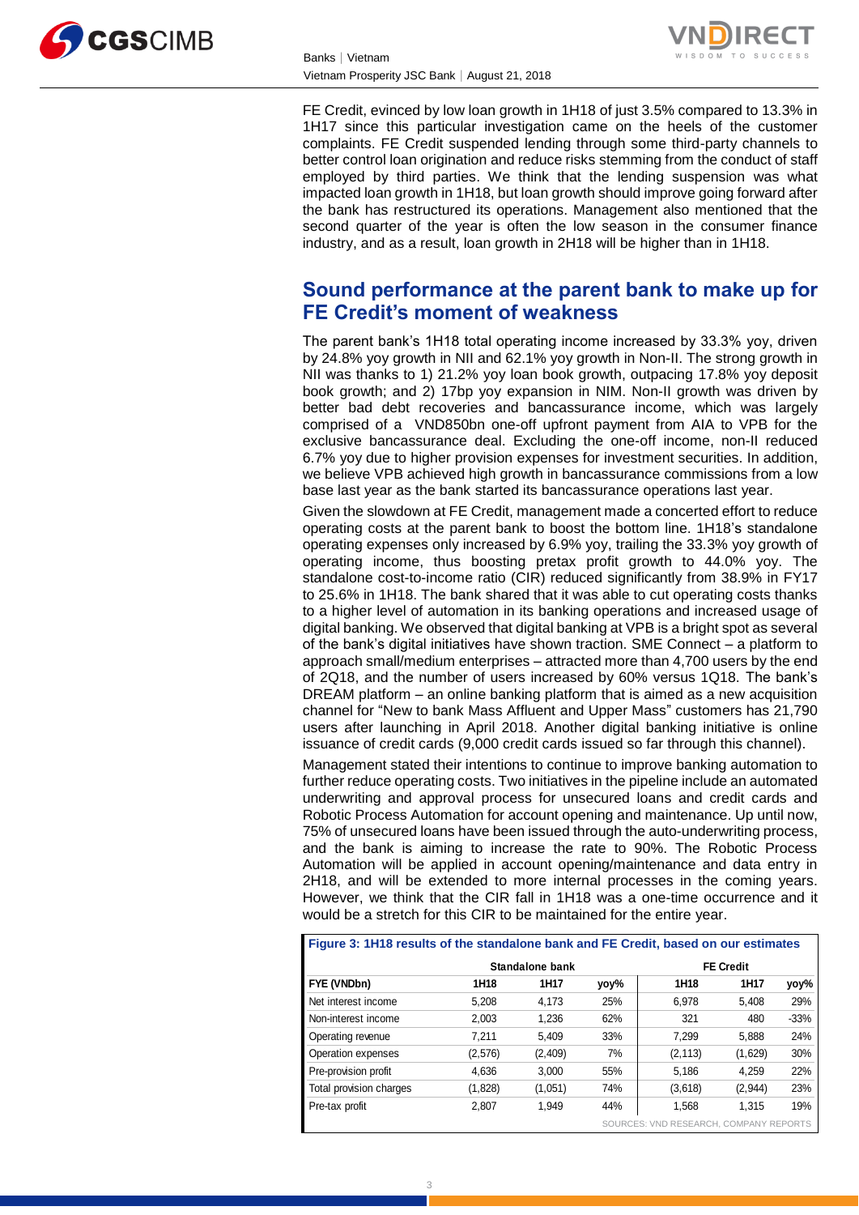FE Credit, evinced by low loan growth in 1H18 of just 3.5% compared to 13.3% in 1H17 since this particular investigation came on the heels of the customer complaints. FE Credit suspended lending through some third-party channels to better control loan origination and reduce risks stemming from the conduct of staff employed by third parties. We think that the lending suspension was what impacted loan growth in 1H18, but loan growth should improve going forward after the bank has restructured its operations. Management also mentioned that the second quarter of the year is often the low season in the consumer finance industry, and as a result, loan growth in 2H18 will be higher than in 1H18.

## Sound performance at the parent bank to make up for FE Credit's moment of weakness

The parent bank's 1H18 total operating income increased by 33.3% yoy, driven by 24.8% yoy growth in NII and 62.1% yoy growth in Non-II. The strong growth in NII was thanks to 1) 21.2% yoy loan book growth, outpacing 17.8% yoy deposit book growth; and 2) 17bp yoy expansion in NIM. Non-II growth was driven by better bad debt recoveries and bancassurance income, which was largely comprised of a VND850bn one-off upfront payment from AIA to VPB for the exclusive bancassurance deal. Excluding the one-off income, non-II reduced 6.7% yoy due to higher provision expenses for investment securities. In addition, we believe VPB achieved high growth in bancassurance commissions from a low base last year as the bank started its bancassurance operations last year.

Given the slowdown at FE Credit, management made a concerted effort to reduce operating costs at the parent bank to boost the bottom line. 1H18's standalone operating expenses only increased by 6.9% yoy, trailing the 33.3% yoy growth of operating income, thus boosting pretax profit growth to 44.0% yoy. The standalone cost-to-income ratio (CIR) reduced significantly from 38.9% in FY17 to 25.6% in 1H18. The bank shared that it was able to cut operating costs thanks to a higher level of automation in its banking operations and increased usage of digital banking. We observed that digital banking at VPB is a bright spot as several of the bank's digital initiatives have shown traction. SME Connect – a platform to approach small/medium enterprises – attracted more than 4,700 users by the end of 2Q18, and the number of users increased by 60% versus 1Q18. The bank's DREAM platform – an online banking platform that is aimed as a new acquisition channel for "New to bank Mass Affluent and Upper Mass" customers has 21,790 users after launching in April 2018. Another digital banking initiative is online issuance of credit cards (9,000 credit cards issued so far through this channel).

Management stated their intentions to continue to improve banking automation to further reduce operating costs. Two initiatives in the pipeline include an automated underwriting and approval process for unsecured loans and credit cards and Robotic Process Automation for account opening and maintenance. Up until now, 75% of unsecured loans have been issued through the auto-underwriting process, and the bank is aiming to increase the rate to 90%. The Robotic Process Automation will be applied in account opening/maintenance and data entry in 2H18, and will be extended to more internal processes in the coming years. However, we think that the CIR fall in 1H18 was a one-time occurrence and it would be a stretch for this CIR to be maintained for the entire year.

**Figure 3: 1H18 results of the standalone bank and FE Credit, based on our estimates**

| | Standalone bank | | | FE Credit | | |
|---|---|---|---|---|---|---|
| FYE (VNDbn) | 1H18 | 1H17 | yoy% | 1H18 | 1H17 | yoy% |
| Net interest income | 5,208 | 4,173 | 25% | 6,978 | 5,408 | 29% |
| Non-interest income | 2,003 | 1,236 | 62% | 321 | 480 | -33% |
| Operating revenue | 7,211 | 5,409 | 33% | 7,299 | 5,888 | 24% |
| Operation expenses | (2,576) | (2,409) | 7% | (2,113) | (1,629) | 30% |
| Pre-provision profit | 4,636 | 3,000 | 55% | 5,186 | 4,259 | 22% |
| Total provision charges | (1,828) | (1,051) | 74% | (3,618) | (2,944) | 23% |
| Pre-tax profit | 2,807 | 1,949 | 44% | 1,568 | 1,315 | 19% |

SOURCES: VND RESEARCH, COMPANY REPORTS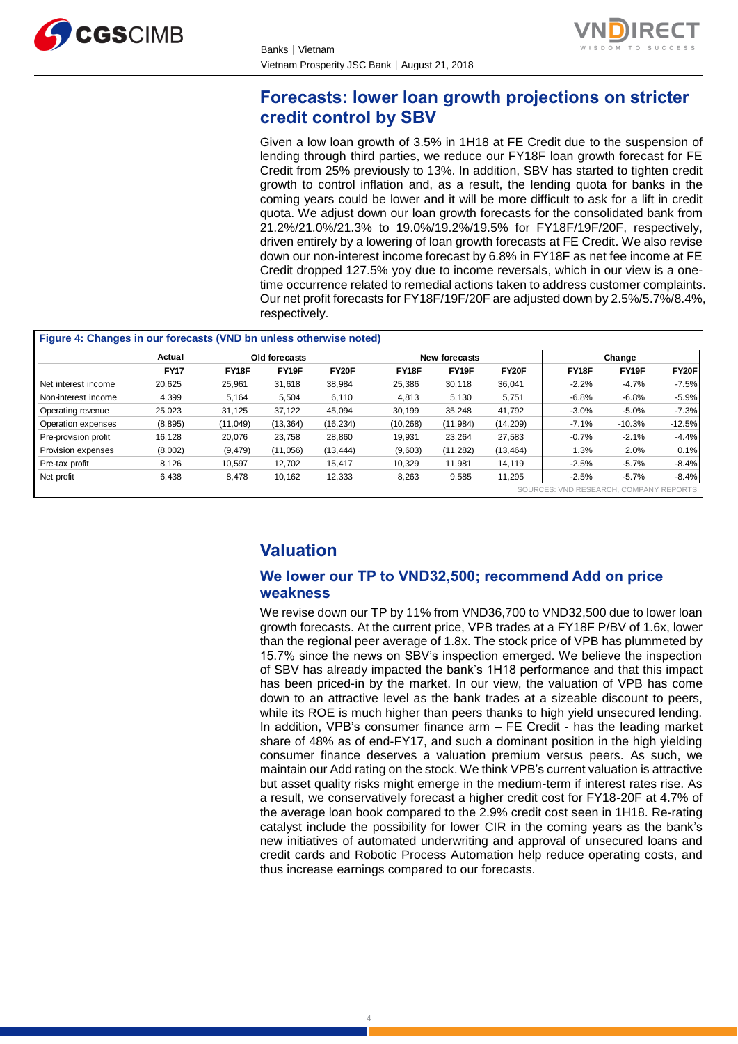## Forecasts: lower loan growth projections on stricter credit control by SBV

Given a low loan growth of 3.5% in 1H18 at FE Credit due to the suspension of lending through third parties, we reduce our FY18F loan growth forecast for FE Credit from 25% previously to 13%. In addition, SBV has started to tighten credit growth to control inflation and, as a result, the lending quota for banks in the coming years could be lower and it will be more difficult to ask for a lift in credit quota. We adjust down our loan growth forecasts for the consolidated bank from 21.2%/21.0%/21.3% to 19.0%/19.2%/19.5% for FY18F/19F/20F, respectively, driven entirely by a lowering of loan growth forecasts at FE Credit. We also revise down our non-interest income forecast by 6.8% in FY18F as net fee income at FE Credit dropped 127.5% yoy due to income reversals, which in our view is a one-time occurrence related to remedial actions taken to address customer complaints. Our net profit forecasts for FY18F/19F/20F are adjusted down by 2.5%/5.7%/8.4%, respectively.

**Figure 4: Changes in our forecasts (VND bn unless otherwise noted)**

| | Actual | Old forecasts | | | New forecasts | | | Change | | |
|---|---|---|---|---|---|---|---|---|---|---|
| | FY17 | FY18F | FY19F | FY20F | FY18F | FY19F | FY20F | FY18F | FY19F | FY20F |
| Net interest income | 20,625 | 25,961 | 31,618 | 38,984 | 25,386 | 30,118 | 36,041 | -2.2% | -4.7% | -7.5% |
| Non-interest income | 4,399 | 5,164 | 5,504 | 6,110 | 4,813 | 5,130 | 5,751 | -6.8% | -6.8% | -5.9% |
| Operating revenue | 25,023 | 31,125 | 37,122 | 45,094 | 30,199 | 35,248 | 41,792 | -3.0% | -5.0% | -7.3% |
| Operation expenses | (8,895) | (11,049) | (13,364) | (16,234) | (10,268) | (11,984) | (14,209) | -7.1% | -10.3% | -12.5% |
| Pre-provision profit | 16,128 | 20,076 | 23,758 | 28,860 | 19,931 | 23,264 | 27,583 | -0.7% | -2.1% | -4.4% |
| Provision expenses | (8,002) | (9,479) | (11,056) | (13,444) | (9,603) | (11,282) | (13,464) | 1.3% | 2.0% | 0.1% |
| Pre-tax profit | 8,126 | 10,597 | 12,702 | 15,417 | 10,329 | 11,981 | 14,119 | -2.5% | -5.7% | -8.4% |
| Net profit | 6,438 | 8,478 | 10,162 | 12,333 | 8,263 | 9,585 | 11,295 | -2.5% | -5.7% | -8.4% |

SOURCES: VND RESEARCH, COMPANY REPORTS

# Valuation

## We lower our TP to VND32,500; recommend Add on price weakness

We revise down our TP by 11% from VND36,700 to VND32,500 due to lower loan growth forecasts. At the current price, VPB trades at a FY18F P/BV of 1.6x, lower than the regional peer average of 1.8x. The stock price of VPB has plummeted by 15.7% since the news on SBV's inspection emerged. We believe the inspection of SBV has already impacted the bank's 1H18 performance and that this impact has been priced-in by the market. In our view, the valuation of VPB has come down to an attractive level as the bank trades at a sizeable discount to peers, while its ROE is much higher than peers thanks to high yield unsecured lending. In addition, VPB's consumer finance arm – FE Credit - has the leading market share of 48% as of end-FY17, and such a dominant position in the high yielding consumer finance deserves a valuation premium versus peers. As such, we maintain our Add rating on the stock. We think VPB's current valuation is attractive but asset quality risks might emerge in the medium-term if interest rates rise. As a result, we conservatively forecast a higher credit cost for FY18-20F at 4.7% of the average loan book compared to the 2.9% credit cost seen in 1H18. Re-rating catalyst include the possibility for lower CIR in the coming years as the bank's new initiatives of automated underwriting and approval of unsecured loans and credit cards and Robotic Process Automation help reduce operating costs, and thus increase earnings compared to our forecasts.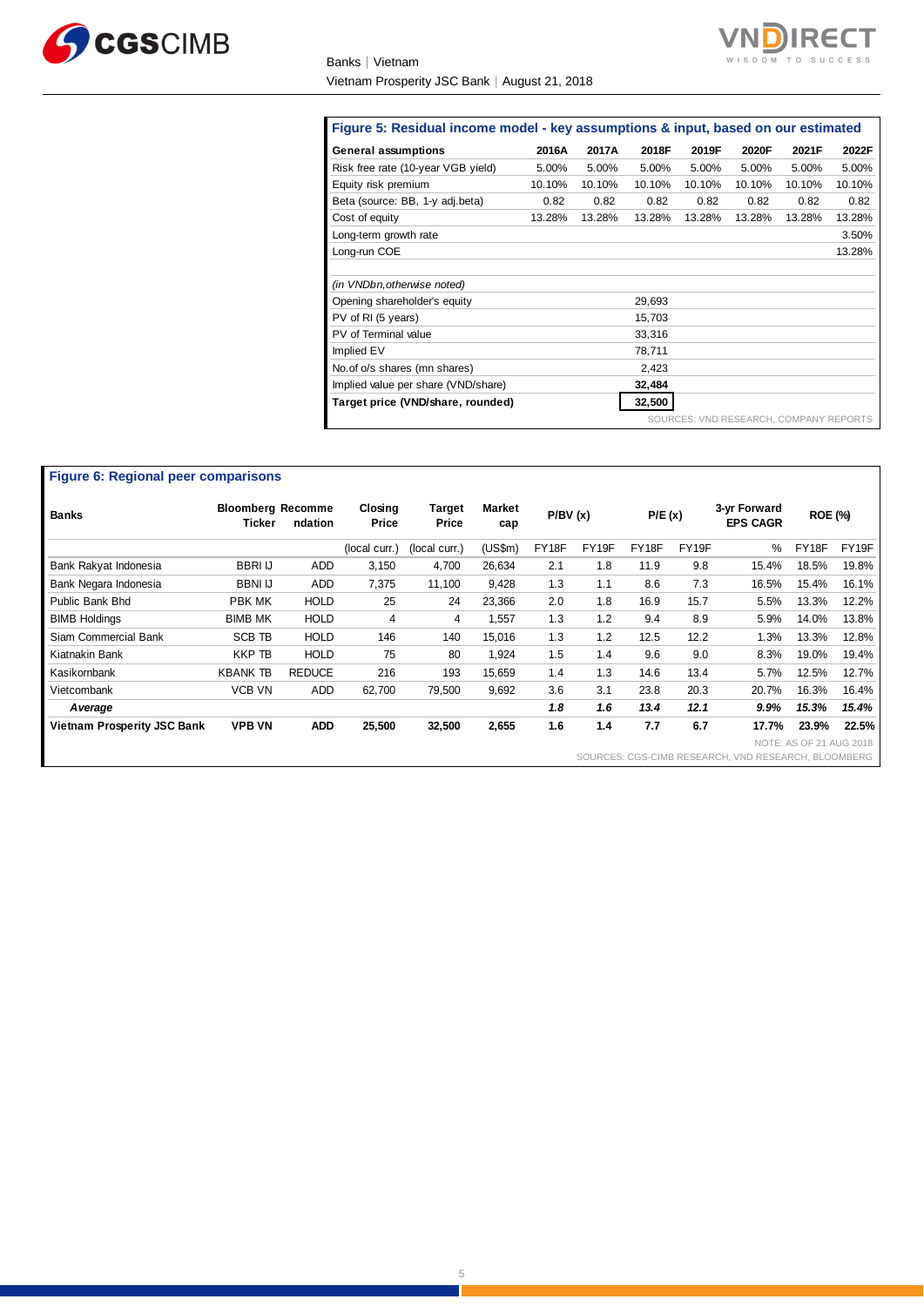**Figure 5: Residual income model - key assumptions & input, based on our estimated**

| General assumptions | 2016A | 2017A | 2018F | 2019F | 2020F | 2021F | 2022F |
|---|---|---|---|---|---|---|---|
| Risk free rate (10-year VGB yield) | 5.00% | 5.00% | 5.00% | 5.00% | 5.00% | 5.00% | 5.00% |
| Equity risk premium | 10.10% | 10.10% | 10.10% | 10.10% | 10.10% | 10.10% | 10.10% |
| Beta (source: BB, 1-y adj.beta) | 0.82 | 0.82 | 0.82 | 0.82 | 0.82 | 0.82 | 0.82 |
| Cost of equity | 13.28% | 13.28% | 13.28% | 13.28% | 13.28% | 13.28% | 13.28% |
| Long-term growth rate | | | | | | | 3.50% |
| Long-run COE | | | | | | | 13.28% |
| | | | | | | | |
| *(in VNDbn,otherwise noted)* | | | | | | | |
| Opening shareholder's equity | | | 29,693 | | | | |
| PV of RI (5 years) | | | 15,703 | | | | |
| PV of Terminal value | | | 33,316 | | | | |
| Implied EV | | | 78,711 | | | | |
| No.of o/s shares (mn shares) | | | 2,423 | | | | |
| Implied value per share (VND/share) | | | **32,484** | | | | |
| **Target price (VND/share, rounded)** | | | **32,500** | | | | |

SOURCES: VND RESEARCH, COMPANY REPORTS

**Figure 6: Regional peer comparisons**

| Banks | Bloomberg Ticker | Recommendation | Closing Price | Target Price | Market cap | P/BV (x) | | P/E (x) | | 3-yr Forward EPS CAGR | ROE (%) | |
|---|---|---|---|---|---|---|---|---|---|---|---|---|
| | | | (local curr.) | (local curr.) | (US$m) | FY18F | FY19F | FY18F | FY19F | % | FY18F | FY19F |
| Bank Rakyat Indonesia | BBRI IJ | ADD | 3,150 | 4,700 | 26,634 | 2.1 | 1.8 | 11.9 | 9.8 | 15.4% | 18.5% | 19.8% |
| Bank Negara Indonesia | BBNI IJ | ADD | 7,375 | 11,100 | 9,428 | 1.3 | 1.1 | 8.6 | 7.3 | 16.5% | 15.4% | 16.1% |
| Public Bank Bhd | PBK MK | HOLD | 25 | 24 | 23,366 | 2.0 | 1.8 | 16.9 | 15.7 | 5.5% | 13.3% | 12.2% |
| BIMB Holdings | BIMB MK | HOLD | 4 | 4 | 1,557 | 1.3 | 1.2 | 9.4 | 8.9 | 5.9% | 14.0% | 13.8% |
| Siam Commercial Bank | SCB TB | HOLD | 146 | 140 | 15,016 | 1.3 | 1.2 | 12.5 | 12.2 | 1.3% | 13.3% | 12.8% |
| Kiatnakin Bank | KKP TB | HOLD | 75 | 80 | 1,924 | 1.5 | 1.4 | 9.6 | 9.0 | 8.3% | 19.0% | 19.4% |
| Kasikornbank | KBANK TB | REDUCE | 216 | 193 | 15,659 | 1.4 | 1.3 | 14.6 | 13.4 | 5.7% | 12.5% | 12.7% |
| Vietcombank | VCB VN | ADD | 62,700 | 79,500 | 9,692 | 3.6 | 3.1 | 23.8 | 20.3 | 20.7% | 16.3% | 16.4% |
| ***Average*** | | | | | | ***1.8*** | ***1.6*** | ***13.4*** | ***12.1*** | ***9.9%*** | ***15.3%*** | ***15.4%*** |
| **Vietnam Prosperity JSC Bank** | **VPB VN** | **ADD** | **25,500** | **32,500** | **2,655** | **1.6** | **1.4** | **7.7** | **6.7** | **17.7%** | **23.9%** | **22.5%** |

NOTE: AS OF 21 AUG 2018

SOURCES: CGS-CIMB RESEARCH, VND RESEARCH, BLOOMBERG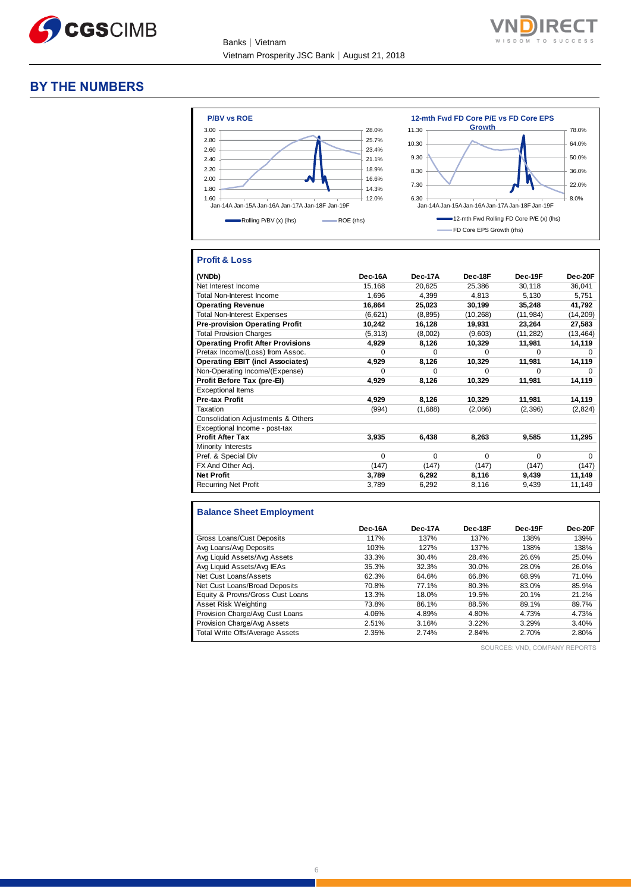## BY THE NUMBERS

**P/BV vs ROE**

Rolling P/BV (x) (lhs) — ROE (rhs)

**12-mth Fwd FD Core P/E vs FD Core EPS Growth**

12-mth Fwd Rolling FD Core P/E (x) (lhs) — FD Core EPS Growth (rhs)

### Profit & Loss

| (VNDb) | Dec-16A | Dec-17A | Dec-18F | Dec-19F | Dec-20F |
|---|---|---|---|---|---|
| Net Interest Income | 15,168 | 20,625 | 25,386 | 30,118 | 36,041 |
| Total Non-Interest Income | 1,696 | 4,399 | 4,813 | 5,130 | 5,751 |
| **Operating Revenue** | **16,864** | **25,023** | **30,199** | **35,248** | **41,792** |
| Total Non-Interest Expenses | (6,621) | (8,895) | (10,268) | (11,984) | (14,209) |
| **Pre-provision Operating Profit** | **10,242** | **16,128** | **19,931** | **23,264** | **27,583** |
| Total Provision Charges | (5,313) | (8,002) | (9,603) | (11,282) | (13,464) |
| **Operating Profit After Provisions** | **4,929** | **8,126** | **10,329** | **11,981** | **14,119** |
| Pretax Income/(Loss) from Assoc. | 0 | 0 | 0 | 0 | 0 |
| **Operating EBIT (incl Associates)** | **4,929** | **8,126** | **10,329** | **11,981** | **14,119** |
| Non-Operating Income/(Expense) | 0 | 0 | 0 | 0 | 0 |
| **Profit Before Tax (pre-EI)** | **4,929** | **8,126** | **10,329** | **11,981** | **14,119** |
| Exceptional Items | | | | | |
| **Pre-tax Profit** | **4,929** | **8,126** | **10,329** | **11,981** | **14,119** |
| Taxation | (994) | (1,688) | (2,066) | (2,396) | (2,824) |
| Consolidation Adjustments & Others | | | | | |
| Exceptional Income - post-tax | | | | | |
| **Profit After Tax** | **3,935** | **6,438** | **8,263** | **9,585** | **11,295** |
| Minority Interests | | | | | |
| Pref. & Special Div | 0 | 0 | 0 | 0 | 0 |
| FX And Other Adj. | (147) | (147) | (147) | (147) | (147) |
| **Net Profit** | **3,789** | **6,292** | **8,116** | **9,439** | **11,149** |
| Recurring Net Profit | 3,789 | 6,292 | 8,116 | 9,439 | 11,149 |

### Balance Sheet Employment

| | Dec-16A | Dec-17A | Dec-18F | Dec-19F | Dec-20F |
|---|---|---|---|---|---|
| Gross Loans/Cust Deposits | 117% | 137% | 137% | 138% | 139% |
| Avg Loans/Avg Deposits | 103% | 127% | 137% | 138% | 138% |
| Avg Liquid Assets/Avg Assets | 33.3% | 30.4% | 28.4% | 26.6% | 25.0% |
| Avg Liquid Assets/Avg IEAs | 35.3% | 32.3% | 30.0% | 28.0% | 26.0% |
| Net Cust Loans/Assets | 62.3% | 64.6% | 66.8% | 68.9% | 71.0% |
| Net Cust Loans/Broad Deposits | 70.8% | 77.1% | 80.3% | 83.0% | 85.9% |
| Equity & Provns/Gross Cust Loans | 13.3% | 18.0% | 19.5% | 20.1% | 21.2% |
| Asset Risk Weighting | 73.8% | 86.1% | 88.5% | 89.1% | 89.7% |
| Provision Charge/Avg Cust Loans | 4.06% | 4.89% | 4.80% | 4.73% | 4.73% |
| Provision Charge/Avg Assets | 2.51% | 3.16% | 3.22% | 3.29% | 3.40% |
| Total Write Offs/Average Assets | 2.35% | 2.74% | 2.84% | 2.70% | 2.80% |

SOURCES: VND, COMPANY REPORTS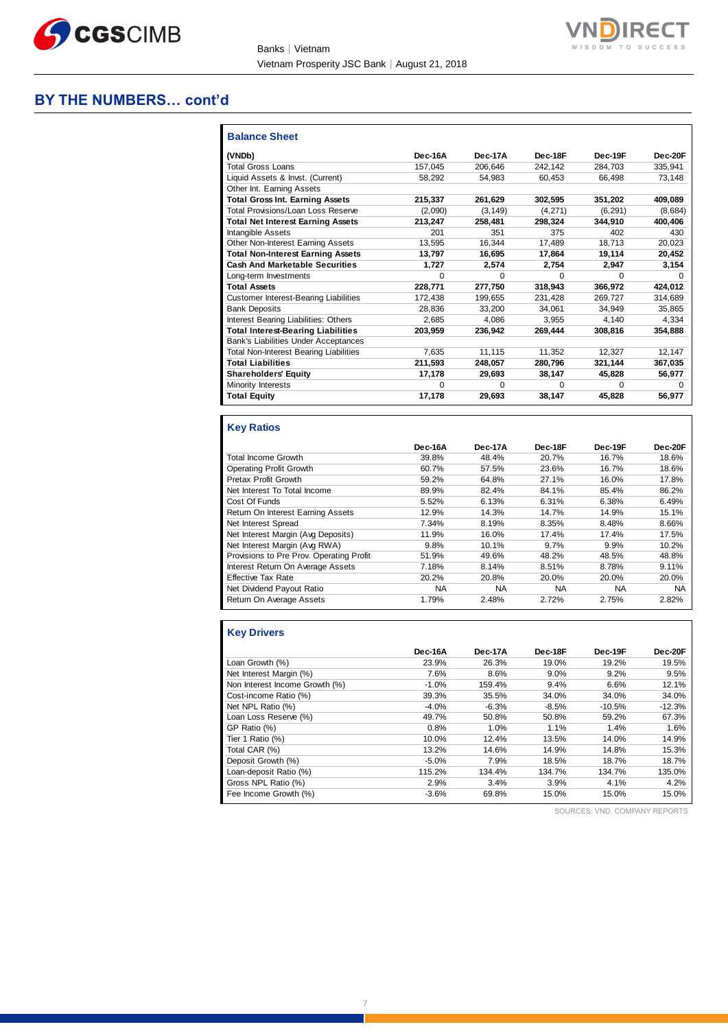## BY THE NUMBERS… cont'd

### Balance Sheet

| (VNDb) | Dec-16A | Dec-17A | Dec-18F | Dec-19F | Dec-20F |
|---|---|---|---|---|---|
| Total Gross Loans | 157,045 | 206,646 | 242,142 | 284,703 | 335,941 |
| Liquid Assets & Invst. (Current) | 58,292 | 54,983 | 60,453 | 66,498 | 73,148 |
| Other Int. Earning Assets | | | | | |
| **Total Gross Int. Earning Assets** | **215,337** | **261,629** | **302,595** | **351,202** | **409,089** |
| Total Provisions/Loan Loss Reserve | (2,090) | (3,149) | (4,271) | (6,291) | (8,684) |
| **Total Net Interest Earning Assets** | **213,247** | **258,481** | **298,324** | **344,910** | **400,406** |
| Intangible Assets | 201 | 351 | 375 | 402 | 430 |
| Other Non-Interest Earning Assets | 13,595 | 16,344 | 17,489 | 18,713 | 20,023 |
| **Total Non-Interest Earning Assets** | **13,797** | **16,695** | **17,864** | **19,114** | **20,452** |
| **Cash And Marketable Securities** | **1,727** | **2,574** | **2,754** | **2,947** | **3,154** |
| Long-term Investments | 0 | 0 | 0 | 0 | 0 |
| **Total Assets** | **228,771** | **277,750** | **318,943** | **366,972** | **424,012** |
| Customer Interest-Bearing Liabilities | 172,438 | 199,655 | 231,428 | 269,727 | 314,689 |
| Bank Deposits | 28,836 | 33,200 | 34,061 | 34,949 | 35,865 |
| Interest Bearing Liabilities: Others | 2,685 | 4,086 | 3,955 | 4,140 | 4,334 |
| **Total Interest-Bearing Liabilities** | **203,959** | **236,942** | **269,444** | **308,816** | **354,888** |
| Bank's Liabilities Under Acceptances | | | | | |
| Total Non-Interest Bearing Liabilities | 7,635 | 11,115 | 11,352 | 12,327 | 12,147 |
| **Total Liabilities** | **211,593** | **248,057** | **280,796** | **321,144** | **367,035** |
| **Shareholders' Equity** | **17,178** | **29,693** | **38,147** | **45,828** | **56,977** |
| Minority Interests | 0 | 0 | 0 | 0 | 0 |
| **Total Equity** | **17,178** | **29,693** | **38,147** | **45,828** | **56,977** |

### Key Ratios

| | Dec-16A | Dec-17A | Dec-18F | Dec-19F | Dec-20F |
|---|---|---|---|---|---|
| Total Income Growth | 39.8% | 48.4% | 20.7% | 16.7% | 18.6% |
| Operating Profit Growth | 60.7% | 57.5% | 23.6% | 16.7% | 18.6% |
| Pretax Profit Growth | 59.2% | 64.8% | 27.1% | 16.0% | 17.8% |
| Net Interest To Total Income | 89.9% | 82.4% | 84.1% | 85.4% | 86.2% |
| Cost Of Funds | 5.52% | 6.13% | 6.31% | 6.38% | 6.49% |
| Return On Interest Earning Assets | 12.9% | 14.3% | 14.7% | 14.9% | 15.1% |
| Net Interest Spread | 7.34% | 8.19% | 8.35% | 8.48% | 8.66% |
| Net Interest Margin (Avg Deposits) | 11.9% | 16.0% | 17.4% | 17.4% | 17.5% |
| Net Interest Margin (Avg RWA) | 9.8% | 10.1% | 9.7% | 9.9% | 10.2% |
| Provisions to Pre Prov. Operating Profit | 51.9% | 49.6% | 48.2% | 48.5% | 48.8% |
| Interest Return On Average Assets | 7.18% | 8.14% | 8.51% | 8.78% | 9.11% |
| Effective Tax Rate | 20.2% | 20.8% | 20.0% | 20.0% | 20.0% |
| Net Dividend Payout Ratio | NA | NA | NA | NA | NA |
| Return On Average Assets | 1.79% | 2.48% | 2.72% | 2.75% | 2.82% |

### Key Drivers

| | Dec-16A | Dec-17A | Dec-18F | Dec-19F | Dec-20F |
|---|---|---|---|---|---|
| Loan Growth (%) | 23.9% | 26.3% | 19.0% | 19.2% | 19.5% |
| Net Interest Margin (%) | 7.6% | 8.6% | 9.0% | 9.2% | 9.5% |
| Non Interest Income Growth (%) | -1.0% | 159.4% | 9.4% | 6.6% | 12.1% |
| Cost-income Ratio (%) | 39.3% | 35.5% | 34.0% | 34.0% | 34.0% |
| Net NPL Ratio (%) | -4.0% | -6.3% | -8.5% | -10.5% | -12.3% |
| Loan Loss Reserve (%) | 49.7% | 50.8% | 50.8% | 59.2% | 67.3% |
| GP Ratio (%) | 0.8% | 1.0% | 1.1% | 1.4% | 1.6% |
| Tier 1 Ratio (%) | 10.0% | 12.4% | 13.5% | 14.0% | 14.9% |
| Total CAR (%) | 13.2% | 14.6% | 14.9% | 14.8% | 15.3% |
| Deposit Growth (%) | -5.0% | 7.9% | 18.5% | 18.7% | 18.7% |
| Loan-deposit Ratio (%) | 115.2% | 134.4% | 134.7% | 134.7% | 135.0% |
| Gross NPL Ratio (%) | 2.9% | 3.4% | 3.9% | 4.1% | 4.2% |
| Fee Income Growth (%) | -3.6% | 69.8% | 15.0% | 15.0% | 15.0% |

SOURCES: VND, COMPANY REPORTS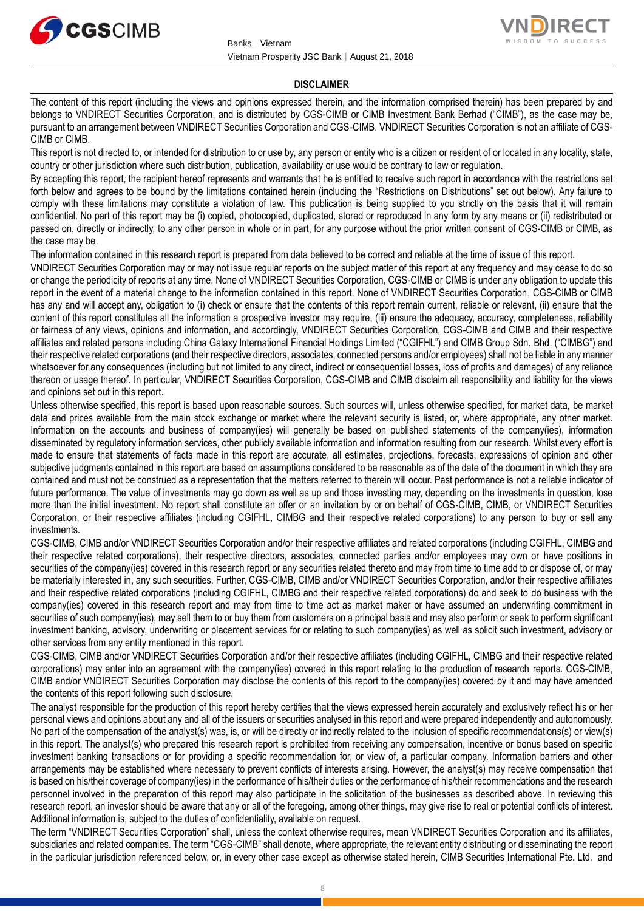## DISCLAIMER

The content of this report (including the views and opinions expressed therein, and the information comprised therein) has been prepared by and belongs to VNDIRECT Securities Corporation, and is distributed by CGS-CIMB or CIMB Investment Bank Berhad ("CIMB"), as the case may be, pursuant to an arrangement between VNDIRECT Securities Corporation and CGS-CIMB. VNDIRECT Securities Corporation is not an affiliate of CGS-CIMB or CIMB.

This report is not directed to, or intended for distribution to or use by, any person or entity who is a citizen or resident of or located in any locality, state, country or other jurisdiction where such distribution, publication, availability or use would be contrary to law or regulation.

By accepting this report, the recipient hereof represents and warrants that he is entitled to receive such report in accordance with the restrictions set forth below and agrees to be bound by the limitations contained herein (including the "Restrictions on Distributions" set out below). Any failure to comply with these limitations may constitute a violation of law. This publication is being supplied to you strictly on the basis that it will remain confidential. No part of this report may be (i) copied, photocopied, duplicated, stored or reproduced in any form by any means or (ii) redistributed or passed on, directly or indirectly, to any other person in whole or in part, for any purpose without the prior written consent of CGS-CIMB or CIMB, as the case may be.

The information contained in this research report is prepared from data believed to be correct and reliable at the time of issue of this report.

VNDIRECT Securities Corporation may or may not issue regular reports on the subject matter of this report at any frequency and may cease to do so or change the periodicity of reports at any time. None of VNDIRECT Securities Corporation, CGS-CIMB or CIMB is under any obligation to update this report in the event of a material change to the information contained in this report. None of VNDIRECT Securities Corporation, CGS-CIMB or CIMB has any and will accept any, obligation to (i) check or ensure that the contents of this report remain current, reliable or relevant, (ii) ensure that the content of this report constitutes all the information a prospective investor may require, (iii) ensure the adequacy, accuracy, completeness, reliability or fairness of any views, opinions and information, and accordingly, VNDIRECT Securities Corporation, CGS-CIMB and CIMB and their respective affiliates and related persons including China Galaxy International Financial Holdings Limited ("CGIFHL") and CIMB Group Sdn. Bhd. ("CIMBG") and their respective related corporations (and their respective directors, associates, connected persons and/or employees) shall not be liable in any manner whatsoever for any consequences (including but not limited to any direct, indirect or consequential losses, loss of profits and damages) of any reliance thereon or usage thereof. In particular, VNDIRECT Securities Corporation, CGS-CIMB and CIMB disclaim all responsibility and liability for the views and opinions set out in this report.

Unless otherwise specified, this report is based upon reasonable sources. Such sources will, unless otherwise specified, for market data, be market data and prices available from the main stock exchange or market where the relevant security is listed, or, where appropriate, any other market. Information on the accounts and business of company(ies) will generally be based on published statements of the company(ies), information disseminated by regulatory information services, other publicly available information and information resulting from our research. Whilst every effort is made to ensure that statements of facts made in this report are accurate, all estimates, projections, forecasts, expressions of opinion and other subjective judgments contained in this report are based on assumptions considered to be reasonable as of the date of the document in which they are contained and must not be construed as a representation that the matters referred to therein will occur. Past performance is not a reliable indicator of future performance. The value of investments may go down as well as up and those investing may, depending on the investments in question, lose more than the initial investment. No report shall constitute an offer or an invitation by or on behalf of CGS-CIMB, CIMB, or VNDIRECT Securities Corporation, or their respective affiliates (including CGIFHL, CIMBG and their respective related corporations) to any person to buy or sell any investments.

CGS-CIMB, CIMB and/or VNDIRECT Securities Corporation and/or their respective affiliates and related corporations (including CGIFHL, CIMBG and their respective related corporations), their respective directors, associates, connected parties and/or employees may own or have positions in securities of the company(ies) covered in this research report or any securities related thereto and may from time to time add to or dispose of, or may be materially interested in, any such securities. Further, CGS-CIMB, CIMB and/or VNDIRECT Securities Corporation, and/or their respective affiliates and their respective related corporations (including CGIFHL, CIMBG and their respective related corporations) do and seek to do business with the company(ies) covered in this research report and may from time to time act as market maker or have assumed an underwriting commitment in securities of such company(ies), may sell them to or buy them from customers on a principal basis and may also perform or seek to perform significant investment banking, advisory, underwriting or placement services for or relating to such company(ies) as well as solicit such investment, advisory or other services from any entity mentioned in this report.

CGS-CIMB, CIMB and/or VNDIRECT Securities Corporation and/or their respective affiliates (including CGIFHL, CIMBG and their respective related corporations) may enter into an agreement with the company(ies) covered in this report relating to the production of research reports. CGS-CIMB, CIMB and/or VNDIRECT Securities Corporation may disclose the contents of this report to the company(ies) covered by it and may have amended the contents of this report following such disclosure.

The analyst responsible for the production of this report hereby certifies that the views expressed herein accurately and exclusively reflect his or her personal views and opinions about any and all of the issuers or securities analysed in this report and were prepared independently and autonomously. No part of the compensation of the analyst(s) was, is, or will be directly or indirectly related to the inclusion of specific recommendations(s) or view(s) in this report. The analyst(s) who prepared this research report is prohibited from receiving any compensation, incentive or bonus based on specific investment banking transactions or for providing a specific recommendation for, or view of, a particular company. Information barriers and other arrangements may be established where necessary to prevent conflicts of interests arising. However, the analyst(s) may receive compensation that is based on his/their coverage of company(ies) in the performance of his/their duties or the performance of his/their recommendations and the research personnel involved in the preparation of this report may also participate in the solicitation of the businesses as described above. In reviewing this research report, an investor should be aware that any or all of the foregoing, among other things, may give rise to real or potential conflicts of interest. Additional information is, subject to the duties of confidentiality, available on request.

The term "VNDIRECT Securities Corporation" shall, unless the context otherwise requires, mean VNDIRECT Securities Corporation and its affiliates, subsidiaries and related companies. The term "CGS-CIMB" shall denote, where appropriate, the relevant entity distributing or disseminating the report in the particular jurisdiction referenced below, or, in every other case except as otherwise stated herein, CIMB Securities International Pte. Ltd. and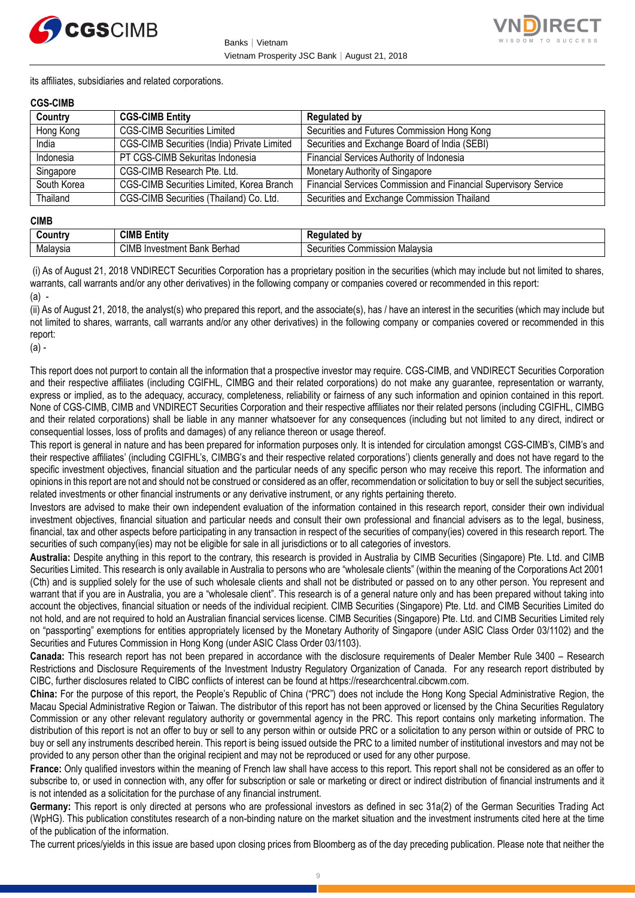its affiliates, subsidiaries and related corporations.

**CGS-CIMB**

| Country | CGS-CIMB Entity | Regulated by |
|---|---|---|
| Hong Kong | CGS-CIMB Securities Limited | Securities and Futures Commission Hong Kong |
| India | CGS-CIMB Securities (India) Private Limited | Securities and Exchange Board of India (SEBI) |
| Indonesia | PT CGS-CIMB Sekuritas Indonesia | Financial Services Authority of Indonesia |
| Singapore | CGS-CIMB Research Pte. Ltd. | Monetary Authority of Singapore |
| South Korea | CGS-CIMB Securities Limited, Korea Branch | Financial Services Commission and Financial Supervisory Service |
| Thailand | CGS-CIMB Securities (Thailand) Co. Ltd. | Securities and Exchange Commission Thailand |

**CIMB**

| Country | CIMB Entity | Regulated by |
|---|---|---|
| Malaysia | CIMB Investment Bank Berhad | Securities Commission Malaysia |

(i) As of August 21, 2018 VNDIRECT Securities Corporation has a proprietary position in the securities (which may include but not limited to shares, warrants, call warrants and/or any other derivatives) in the following company or companies covered or recommended in this report:
(a) -

(ii) As of August 21, 2018, the analyst(s) who prepared this report, and the associate(s), has / have an interest in the securities (which may include but not limited to shares, warrants, call warrants and/or any other derivatives) in the following company or companies covered or recommended in this report:
(a) -

This report does not purport to contain all the information that a prospective investor may require. CGS-CIMB, and VNDIRECT Securities Corporation and their respective affiliates (including CGIFHL, CIMBG and their related corporations) do not make any guarantee, representation or warranty, express or implied, as to the adequacy, accuracy, completeness, reliability or fairness of any such information and opinion contained in this report. None of CGS-CIMB, CIMB and VNDIRECT Securities Corporation and their respective affiliates nor their related persons (including CGIFHL, CIMBG and their related corporations) shall be liable in any manner whatsoever for any consequences (including but not limited to any direct, indirect or consequential losses, loss of profits and damages) of any reliance thereon or usage thereof.

This report is general in nature and has been prepared for information purposes only. It is intended for circulation amongst CGS-CIMB's, CIMB's and their respective affiliates' (including CGIFHL's, CIMBG's and their respective related corporations') clients generally and does not have regard to the specific investment objectives, financial situation and the particular needs of any specific person who may receive this report. The information and opinions in this report are not and should not be construed or considered as an offer, recommendation or solicitation to buy or sell the subject securities, related investments or other financial instruments or any derivative instrument, or any rights pertaining thereto.

Investors are advised to make their own independent evaluation of the information contained in this research report, consider their own individual investment objectives, financial situation and particular needs and consult their own professional and financial advisers as to the legal, business, financial, tax and other aspects before participating in any transaction in respect of the securities of company(ies) covered in this research report. The securities of such company(ies) may not be eligible for sale in all jurisdictions or to all categories of investors.

**Australia:** Despite anything in this report to the contrary, this research is provided in Australia by CIMB Securities (Singapore) Pte. Ltd. and CIMB Securities Limited. This research is only available in Australia to persons who are "wholesale clients" (within the meaning of the Corporations Act 2001 (Cth) and is supplied solely for the use of such wholesale clients and shall not be distributed or passed on to any other person. You represent and warrant that if you are in Australia, you are a "wholesale client". This research is of a general nature only and has been prepared without taking into account the objectives, financial situation or needs of the individual recipient. CIMB Securities (Singapore) Pte. Ltd. and CIMB Securities Limited do not hold, and are not required to hold an Australian financial services license. CIMB Securities (Singapore) Pte. Ltd. and CIMB Securities Limited rely on "passporting" exemptions for entities appropriately licensed by the Monetary Authority of Singapore (under ASIC Class Order 03/1102) and the Securities and Futures Commission in Hong Kong (under ASIC Class Order 03/1103).

**Canada:** This research report has not been prepared in accordance with the disclosure requirements of Dealer Member Rule 3400 – Research Restrictions and Disclosure Requirements of the Investment Industry Regulatory Organization of Canada. For any research report distributed by CIBC, further disclosures related to CIBC conflicts of interest can be found at https://researchcentral.cibcwm.com.

**China:** For the purpose of this report, the People's Republic of China ("PRC") does not include the Hong Kong Special Administrative Region, the Macau Special Administrative Region or Taiwan. The distributor of this report has not been approved or licensed by the China Securities Regulatory Commission or any other relevant regulatory authority or governmental agency in the PRC. This report contains only marketing information. The distribution of this report is not an offer to buy or sell to any person within or outside PRC or a solicitation to any person within or outside of PRC to buy or sell any instruments described herein. This report is being issued outside the PRC to a limited number of institutional investors and may not be provided to any person other than the original recipient and may not be reproduced or used for any other purpose.

**France:** Only qualified investors within the meaning of French law shall have access to this report. This report shall not be considered as an offer to subscribe to, or used in connection with, any offer for subscription or sale or marketing or direct or indirect distribution of financial instruments and it is not intended as a solicitation for the purchase of any financial instrument.

**Germany:** This report is only directed at persons who are professional investors as defined in sec 31a(2) of the German Securities Trading Act (WpHG). This publication constitutes research of a non-binding nature on the market situation and the investment instruments cited here at the time of the publication of the information.

The current prices/yields in this issue are based upon closing prices from Bloomberg as of the day preceding publication. Please note that neither the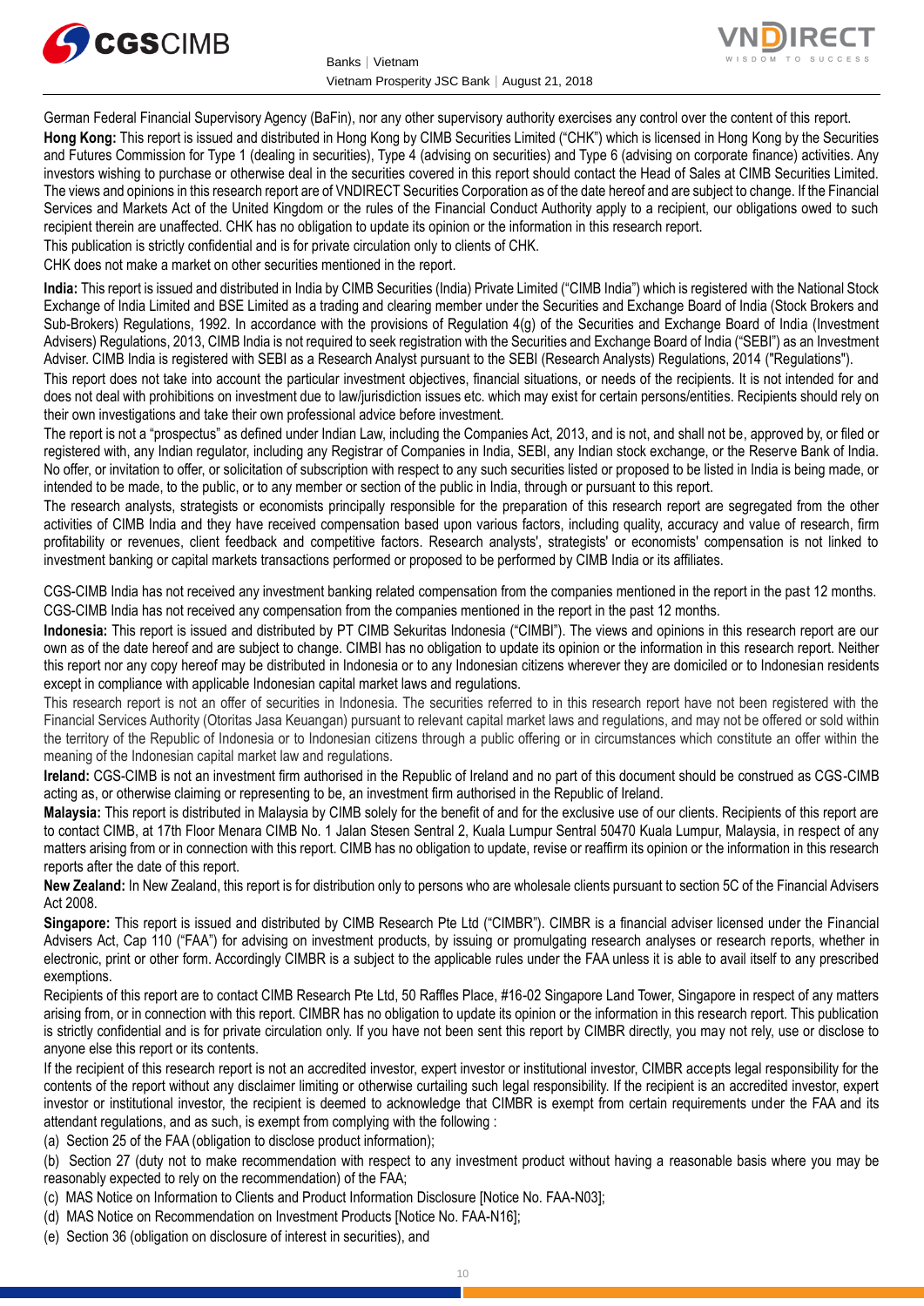German Federal Financial Supervisory Agency (BaFin), nor any other supervisory authority exercises any control over the content of this report.

**Hong Kong:** This report is issued and distributed in Hong Kong by CIMB Securities Limited ("CHK") which is licensed in Hong Kong by the Securities and Futures Commission for Type 1 (dealing in securities), Type 4 (advising on securities) and Type 6 (advising on corporate finance) activities. Any investors wishing to purchase or otherwise deal in the securities covered in this report should contact the Head of Sales at CIMB Securities Limited. The views and opinions in this research report are of VNDIRECT Securities Corporation as of the date hereof and are subject to change. If the Financial Services and Markets Act of the United Kingdom or the rules of the Financial Conduct Authority apply to a recipient, our obligations owed to such recipient therein are unaffected. CHK has no obligation to update its opinion or the information in this research report.

This publication is strictly confidential and is for private circulation only to clients of CHK.

CHK does not make a market on other securities mentioned in the report.

**India:** This report is issued and distributed in India by CIMB Securities (India) Private Limited ("CIMB India") which is registered with the National Stock Exchange of India Limited and BSE Limited as a trading and clearing member under the Securities and Exchange Board of India (Stock Brokers and Sub-Brokers) Regulations, 1992. In accordance with the provisions of Regulation 4(g) of the Securities and Exchange Board of India (Investment Advisers) Regulations, 2013, CIMB India is not required to seek registration with the Securities and Exchange Board of India ("SEBI") as an Investment Adviser. CIMB India is registered with SEBI as a Research Analyst pursuant to the SEBI (Research Analysts) Regulations, 2014 ("Regulations").

This report does not take into account the particular investment objectives, financial situations, or needs of the recipients. It is not intended for and does not deal with prohibitions on investment due to law/jurisdiction issues etc. which may exist for certain persons/entities. Recipients should rely on their own investigations and take their own professional advice before investment.

The report is not a "prospectus" as defined under Indian Law, including the Companies Act, 2013, and is not, and shall not be, approved by, or filed or registered with, any Indian regulator, including any Registrar of Companies in India, SEBI, any Indian stock exchange, or the Reserve Bank of India. No offer, or invitation to offer, or solicitation of subscription with respect to any such securities listed or proposed to be listed in India is being made, or intended to be made, to the public, or to any member or section of the public in India, through or pursuant to this report.

The research analysts, strategists or economists principally responsible for the preparation of this research report are segregated from the other activities of CIMB India and they have received compensation based upon various factors, including quality, accuracy and value of research, firm profitability or revenues, client feedback and competitive factors. Research analysts', strategists' or economists' compensation is not linked to investment banking or capital markets transactions performed or proposed to be performed by CIMB India or its affiliates.

CGS-CIMB India has not received any investment banking related compensation from the companies mentioned in the report in the past 12 months.

CGS-CIMB India has not received any compensation from the companies mentioned in the report in the past 12 months.

**Indonesia:** This report is issued and distributed by PT CIMB Sekuritas Indonesia ("CIMBI"). The views and opinions in this research report are our own as of the date hereof and are subject to change. CIMBI has no obligation to update its opinion or the information in this research report. Neither this report nor any copy hereof may be distributed in Indonesia or to any Indonesian citizens wherever they are domiciled or to Indonesian residents except in compliance with applicable Indonesian capital market laws and regulations.

This research report is not an offer of securities in Indonesia. The securities referred to in this research report have not been registered with the Financial Services Authority (Otoritas Jasa Keuangan) pursuant to relevant capital market laws and regulations, and may not be offered or sold within the territory of the Republic of Indonesia or to Indonesian citizens through a public offering or in circumstances which constitute an offer within the meaning of the Indonesian capital market law and regulations.

**Ireland:** CGS-CIMB is not an investment firm authorised in the Republic of Ireland and no part of this document should be construed as CGS-CIMB acting as, or otherwise claiming or representing to be, an investment firm authorised in the Republic of Ireland.

**Malaysia:** This report is distributed in Malaysia by CIMB solely for the benefit of and for the exclusive use of our clients. Recipients of this report are to contact CIMB, at 17th Floor Menara CIMB No. 1 Jalan Stesen Sentral 2, Kuala Lumpur Sentral 50470 Kuala Lumpur, Malaysia, in respect of any matters arising from or in connection with this report. CIMB has no obligation to update, revise or reaffirm its opinion or the information in this research reports after the date of this report.

**New Zealand:** In New Zealand, this report is for distribution only to persons who are wholesale clients pursuant to section 5C of the Financial Advisers Act 2008.

**Singapore:** This report is issued and distributed by CIMB Research Pte Ltd ("CIMBR"). CIMBR is a financial adviser licensed under the Financial Advisers Act, Cap 110 ("FAA") for advising on investment products, by issuing or promulgating research analyses or research reports, whether in electronic, print or other form. Accordingly CIMBR is a subject to the applicable rules under the FAA unless it is able to avail itself to any prescribed exemptions.

Recipients of this report are to contact CIMB Research Pte Ltd, 50 Raffles Place, #16-02 Singapore Land Tower, Singapore in respect of any matters arising from, or in connection with this report. CIMBR has no obligation to update its opinion or the information in this research report. This publication is strictly confidential and is for private circulation only. If you have not been sent this report by CIMBR directly, you may not rely, use or disclose to anyone else this report or its contents.

If the recipient of this research report is not an accredited investor, expert investor or institutional investor, CIMBR accepts legal responsibility for the contents of the report without any disclaimer limiting or otherwise curtailing such legal responsibility. If the recipient is an accredited investor, expert investor or institutional investor, the recipient is deemed to acknowledge that CIMBR is exempt from certain requirements under the FAA and its attendant regulations, and as such, is exempt from complying with the following :

(a) Section 25 of the FAA (obligation to disclose product information);

(b) Section 27 (duty not to make recommendation with respect to any investment product without having a reasonable basis where you may be reasonably expected to rely on the recommendation) of the FAA;

(c) MAS Notice on Information to Clients and Product Information Disclosure [Notice No. FAA-N03];

(d) MAS Notice on Recommendation on Investment Products [Notice No. FAA-N16];

(e) Section 36 (obligation on disclosure of interest in securities), and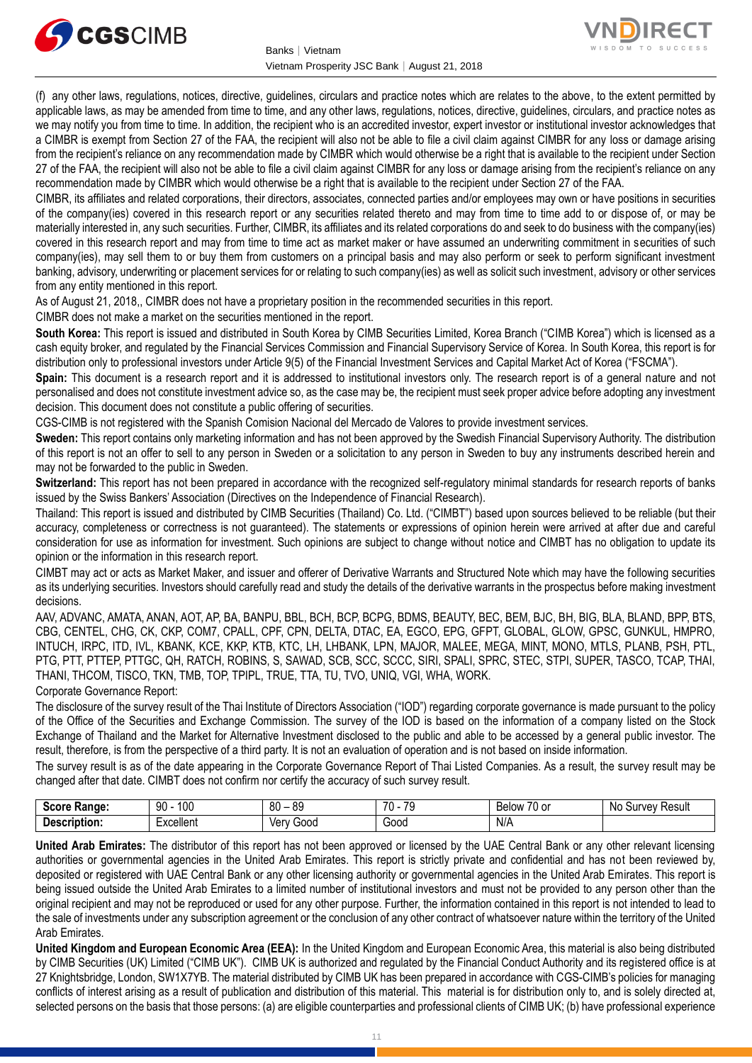(f) any other laws, regulations, notices, directive, guidelines, circulars and practice notes which are relates to the above, to the extent permitted by applicable laws, as may be amended from time to time, and any other laws, regulations, notices, directive, guidelines, circulars, and practice notes as we may notify you from time to time. In addition, the recipient who is an accredited investor, expert investor or institutional investor acknowledges that a CIMBR is exempt from Section 27 of the FAA, the recipient will also not be able to file a civil claim against CIMBR for any loss or damage arising from the recipient's reliance on any recommendation made by CIMBR which would otherwise be a right that is available to the recipient under Section 27 of the FAA, the recipient will also not be able to file a civil claim against CIMBR for any loss or damage arising from the recipient's reliance on any recommendation made by CIMBR which would otherwise be a right that is available to the recipient under Section 27 of the FAA.

CIMBR, its affiliates and related corporations, their directors, associates, connected parties and/or employees may own or have positions in securities of the company(ies) covered in this research report or any securities related thereto and may from time to time add to or dispose of, or may be materially interested in, any such securities. Further, CIMBR, its affiliates and its related corporations do and seek to do business with the company(ies) covered in this research report and may from time to time act as market maker or have assumed an underwriting commitment in securities of such company(ies), may sell them to or buy them from customers on a principal basis and may also perform or seek to perform significant investment banking, advisory, underwriting or placement services for or relating to such company(ies) as well as solicit such investment, advisory or other services from any entity mentioned in this report.

As of August 21, 2018,, CIMBR does not have a proprietary position in the recommended securities in this report.

CIMBR does not make a market on the securities mentioned in the report.

**South Korea:** This report is issued and distributed in South Korea by CIMB Securities Limited, Korea Branch ("CIMB Korea") which is licensed as a cash equity broker, and regulated by the Financial Services Commission and Financial Supervisory Service of Korea. In South Korea, this report is for distribution only to professional investors under Article 9(5) of the Financial Investment Services and Capital Market Act of Korea ("FSCMA").

**Spain:** This document is a research report and it is addressed to institutional investors only. The research report is of a general nature and not personalised and does not constitute investment advice so, as the case may be, the recipient must seek proper advice before adopting any investment decision. This document does not constitute a public offering of securities.

CGS-CIMB is not registered with the Spanish Comision Nacional del Mercado de Valores to provide investment services.

**Sweden:** This report contains only marketing information and has not been approved by the Swedish Financial Supervisory Authority. The distribution of this report is not an offer to sell to any person in Sweden or a solicitation to any person in Sweden to buy any instruments described herein and may not be forwarded to the public in Sweden.

**Switzerland:** This report has not been prepared in accordance with the recognized self-regulatory minimal standards for research reports of banks issued by the Swiss Bankers' Association (Directives on the Independence of Financial Research).

Thailand: This report is issued and distributed by CIMB Securities (Thailand) Co. Ltd. ("CIMBT") based upon sources believed to be reliable (but their accuracy, completeness or correctness is not guaranteed). The statements or expressions of opinion herein were arrived at after due and careful consideration for use as information for investment. Such opinions are subject to change without notice and CIMBT has no obligation to update its opinion or the information in this research report.

CIMBT may act or acts as Market Maker, and issuer and offerer of Derivative Warrants and Structured Note which may have the following securities as its underlying securities. Investors should carefully read and study the details of the derivative warrants in the prospectus before making investment decisions.

AAV, ADVANC, AMATA, ANAN, AOT, AP, BA, BANPU, BBL, BCH, BCP, BCPG, BDMS, BEAUTY, BEC, BEM, BJC, BH, BIG, BLA, BLAND, BPP, BTS, CBG, CENTEL, CHG, CK, CKP, COM7, CPALL, CPF, CPN, DELTA, DTAC, EA, EGCO, EPG, GFPT, GLOBAL, GLOW, GPSC, GUNKUL, HMPRO, INTUCH, IRPC, ITD, IVL, KBANK, KCE, KKP, KTB, KTC, LH, LHBANK, LPN, MAJOR, MALEE, MEGA, MINT, MONO, MTLS, PLANB, PSH, PTL, PTG, PTT, PTTEP, PTTGC, QH, RATCH, ROBINS, S, SAWAD, SCB, SCC, SCCC, SIRI, SPALI, SPRC, STEC, STPI, SUPER, TASCO, TCAP, THAI, THANI, THCOM, TISCO, TKN, TMB, TOP, TPIPL, TRUE, TTA, TU, TVO, UNIQ, VGI, WHA, WORK.

Corporate Governance Report:

The disclosure of the survey result of the Thai Institute of Directors Association ("IOD") regarding corporate governance is made pursuant to the policy of the Office of the Securities and Exchange Commission. The survey of the IOD is based on the information of a company listed on the Stock Exchange of Thailand and the Market for Alternative Investment disclosed to the public and able to be accessed by a general public investor. The result, therefore, is from the perspective of a third party. It is not an evaluation of operation and is not based on inside information.

The survey result is as of the date appearing in the Corporate Governance Report of Thai Listed Companies. As a result, the survey result may be changed after that date. CIMBT does not confirm nor certify the accuracy of such survey result.

| **Score Range:** | 90 - 100 | 80 – 89 | 70 - 79 | Below 70 or | No Survey Result |
|---|---|---|---|---|---|
| **Description:** | Excellent | Very Good | Good | N/A | |

**United Arab Emirates:** The distributor of this report has not been approved or licensed by the UAE Central Bank or any other relevant licensing authorities or governmental agencies in the United Arab Emirates. This report is strictly private and confidential and has not been reviewed by, deposited or registered with UAE Central Bank or any other licensing authority or governmental agencies in the United Arab Emirates. This report is being issued outside the United Arab Emirates to a limited number of institutional investors and must not be provided to any person other than the original recipient and may not be reproduced or used for any other purpose. Further, the information contained in this report is not intended to lead to the sale of investments under any subscription agreement or the conclusion of any other contract of whatsoever nature within the territory of the United Arab Emirates.

**United Kingdom and European Economic Area (EEA):** In the United Kingdom and European Economic Area, this material is also being distributed by CIMB Securities (UK) Limited ("CIMB UK"). CIMB UK is authorized and regulated by the Financial Conduct Authority and its registered office is at 27 Knightsbridge, London, SW1X7YB. The material distributed by CIMB UK has been prepared in accordance with CGS-CIMB's policies for managing conflicts of interest arising as a result of publication and distribution of this material. This material is for distribution only to, and is solely directed at, selected persons on the basis that those persons: (a) are eligible counterparties and professional clients of CIMB UK; (b) have professional experience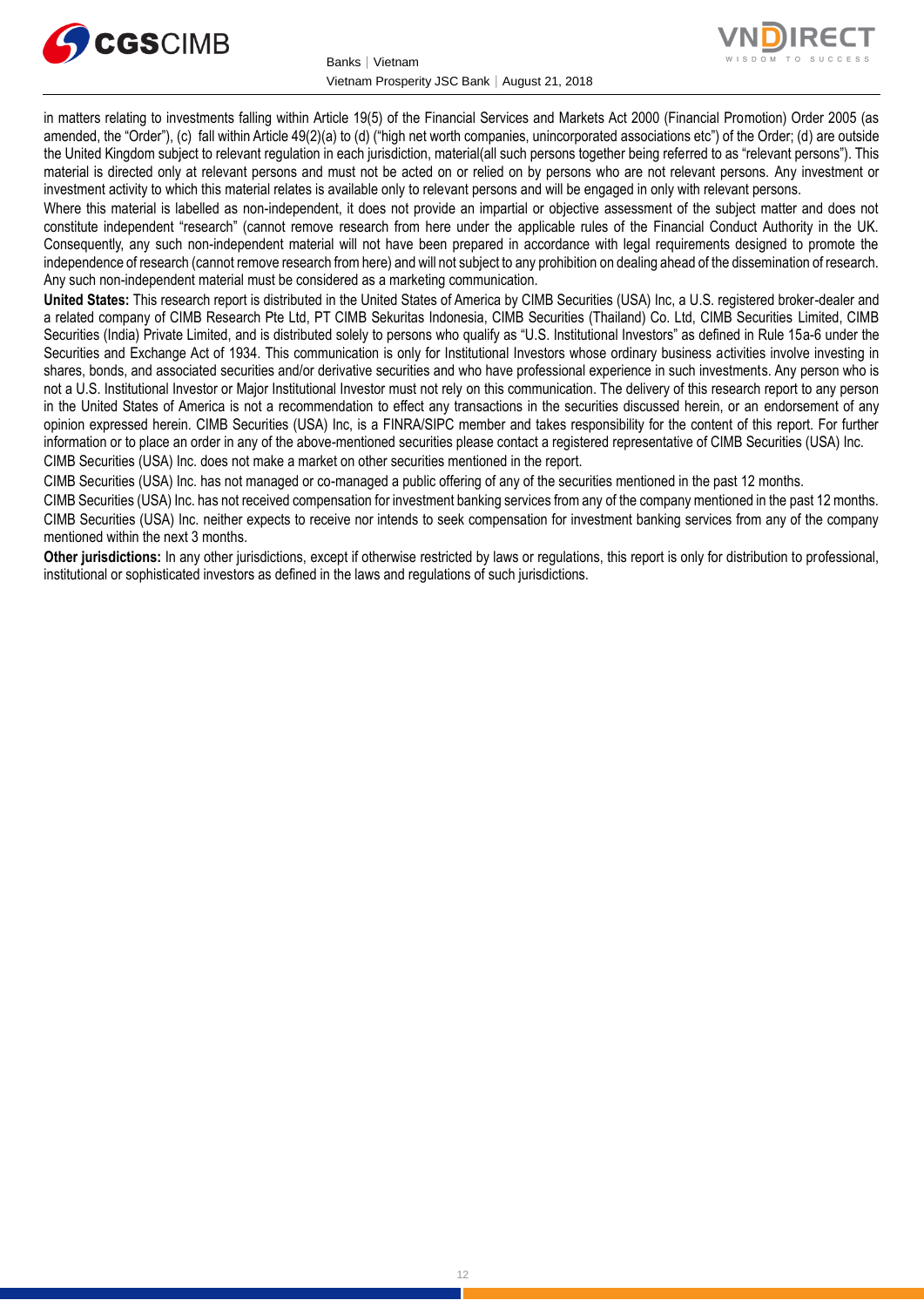in matters relating to investments falling within Article 19(5) of the Financial Services and Markets Act 2000 (Financial Promotion) Order 2005 (as amended, the "Order"), (c) fall within Article 49(2)(a) to (d) ("high net worth companies, unincorporated associations etc") of the Order; (d) are outside the United Kingdom subject to relevant regulation in each jurisdiction, material(all such persons together being referred to as "relevant persons"). This material is directed only at relevant persons and must not be acted on or relied on by persons who are not relevant persons. Any investment or investment activity to which this material relates is available only to relevant persons and will be engaged in only with relevant persons.

Where this material is labelled as non-independent, it does not provide an impartial or objective assessment of the subject matter and does not constitute independent "research" (cannot remove research from here under the applicable rules of the Financial Conduct Authority in the UK. Consequently, any such non-independent material will not have been prepared in accordance with legal requirements designed to promote the independence of research (cannot remove research from here) and will not subject to any prohibition on dealing ahead of the dissemination of research. Any such non-independent material must be considered as a marketing communication.

**United States:** This research report is distributed in the United States of America by CIMB Securities (USA) Inc, a U.S. registered broker-dealer and a related company of CIMB Research Pte Ltd, PT CIMB Sekuritas Indonesia, CIMB Securities (Thailand) Co. Ltd, CIMB Securities Limited, CIMB Securities (India) Private Limited, and is distributed solely to persons who qualify as "U.S. Institutional Investors" as defined in Rule 15a-6 under the Securities and Exchange Act of 1934. This communication is only for Institutional Investors whose ordinary business activities involve investing in shares, bonds, and associated securities and/or derivative securities and who have professional experience in such investments. Any person who is not a U.S. Institutional Investor or Major Institutional Investor must not rely on this communication. The delivery of this research report to any person in the United States of America is not a recommendation to effect any transactions in the securities discussed herein, or an endorsement of any opinion expressed herein. CIMB Securities (USA) Inc, is a FINRA/SIPC member and takes responsibility for the content of this report. For further information or to place an order in any of the above-mentioned securities please contact a registered representative of CIMB Securities (USA) Inc.

CIMB Securities (USA) Inc. does not make a market on other securities mentioned in the report.

CIMB Securities (USA) Inc. has not managed or co-managed a public offering of any of the securities mentioned in the past 12 months.

CIMB Securities (USA) Inc. has not received compensation for investment banking services from any of the company mentioned in the past 12 months.

CIMB Securities (USA) Inc. neither expects to receive nor intends to seek compensation for investment banking services from any of the company mentioned within the next 3 months.

**Other jurisdictions:** In any other jurisdictions, except if otherwise restricted by laws or regulations, this report is only for distribution to professional, institutional or sophisticated investors as defined in the laws and regulations of such jurisdictions.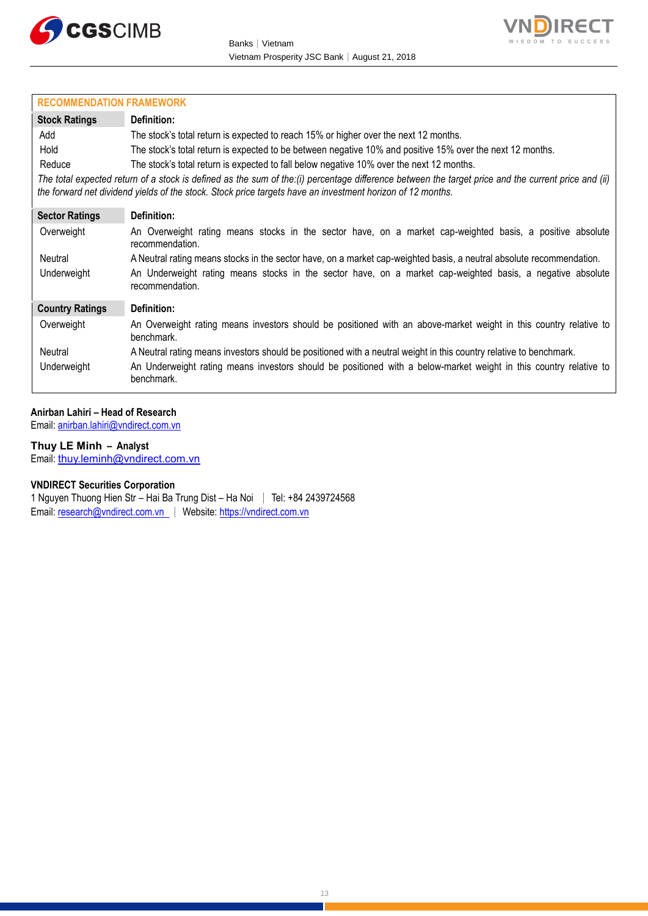## RECOMMENDATION FRAMEWORK

| **Stock Ratings** | **Definition:** |
|---|---|
| Add | The stock's total return is expected to reach 15% or higher over the next 12 months. |
| Hold | The stock's total return is expected to be between negative 10% and positive 15% over the next 12 months. |
| Reduce | The stock's total return is expected to fall below negative 10% over the next 12 months. |

*The total expected return of a stock is defined as the sum of the:(i) percentage difference between the target price and the current price and (ii) the forward net dividend yields of the stock. Stock price targets have an investment horizon of 12 months.*

| **Sector Ratings** | **Definition:** |
|---|---|
| Overweight | An Overweight rating means stocks in the sector have, on a market cap-weighted basis, a positive absolute recommendation. |
| Neutral | A Neutral rating means stocks in the sector have, on a market cap-weighted basis, a neutral absolute recommendation. |
| Underweight | An Underweight rating means stocks in the sector have, on a market cap-weighted basis, a negative absolute recommendation. |

| **Country Ratings** | **Definition:** |
|---|---|
| Overweight | An Overweight rating means investors should be positioned with an above-market weight in this country relative to benchmark. |
| Neutral | A Neutral rating means investors should be positioned with a neutral weight in this country relative to benchmark. |
| Underweight | An Underweight rating means investors should be positioned with a below-market weight in this country relative to benchmark. |

**Anirban Lahiri – Head of Research**
Email: anirban.lahiri@vndirect.com.vn

**Thuy LE Minh – Analyst**
Email: thuy.leminh@vndirect.com.vn

**VNDIRECT Securities Corporation**
1 Nguyen Thuong Hien Str – Hai Ba Trung Dist – Ha Noi | Tel: +84 2439724568
Email: research@vndirect.com.vn | Website: https://vndirect.com.vn